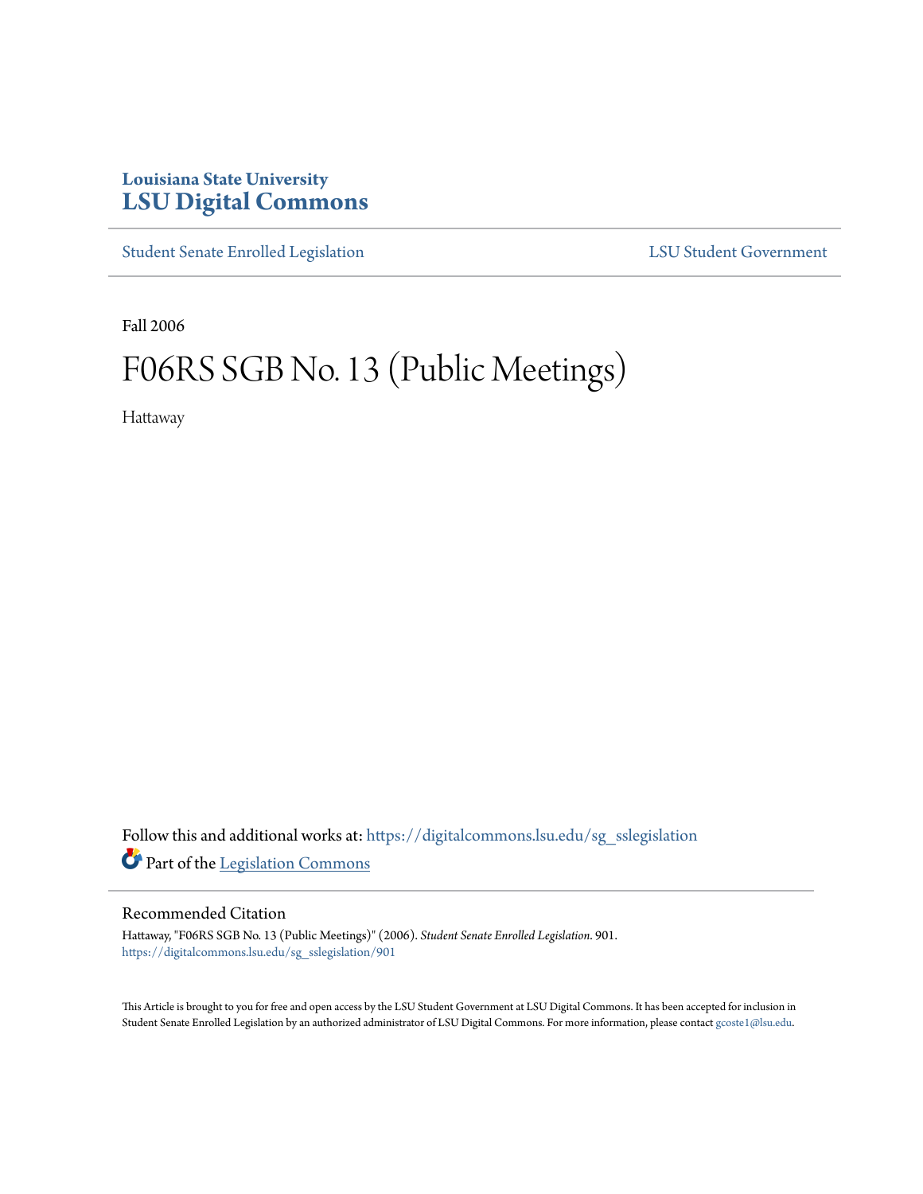Louisiana State University
# LSU Digital Commons

Student Senate Enrolled Legislation LSU Student Government

Fall 2006

# F06RS SGB No. 13 (Public Meetings)

Hattaway

Follow this and additional works at: https://digitalcommons.lsu.edu/sg_sslegislation

Part of the Legislation Commons

## Recommended Citation

Hattaway, "F06RS SGB No. 13 (Public Meetings)" (2006). *Student Senate Enrolled Legislation*. 901.
https://digitalcommons.lsu.edu/sg_sslegislation/901

This Article is brought to you for free and open access by the LSU Student Government at LSU Digital Commons. It has been accepted for inclusion in Student Senate Enrolled Legislation by an authorized administrator of LSU Digital Commons. For more information, please contact gcoste1@lsu.edu.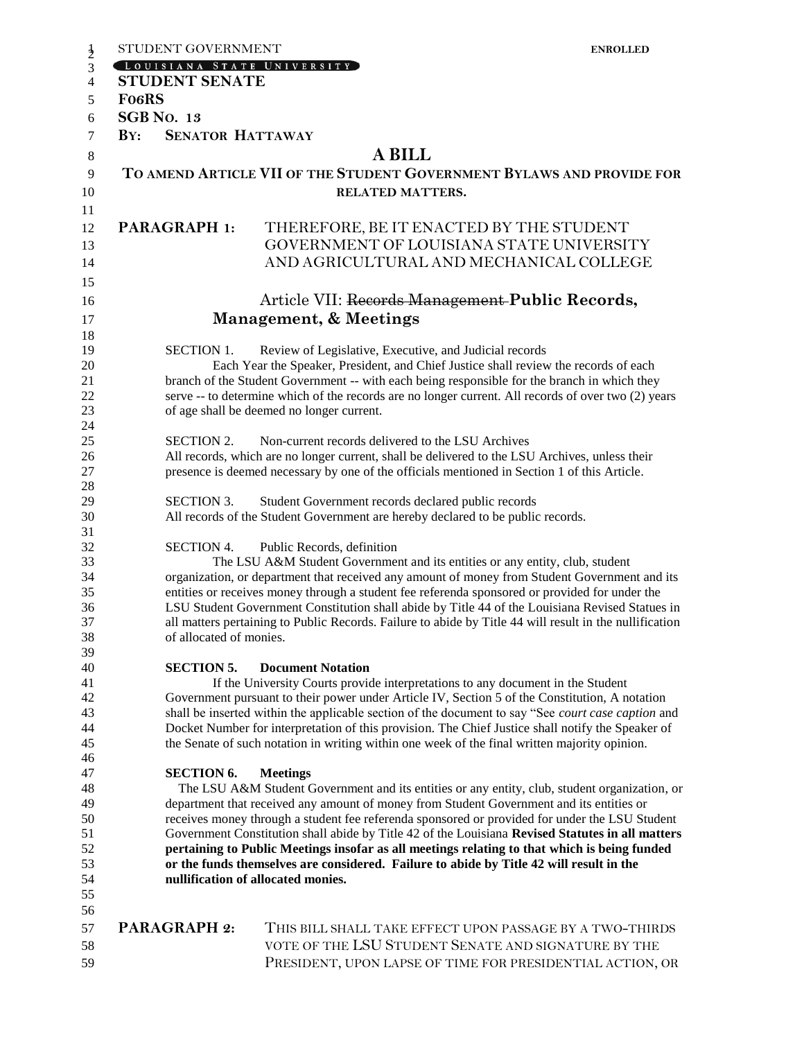STUDENT GOVERNMENT **ENROLLED**

LOUISIANA STATE UNIVERSITY

**STUDENT SENATE**

**F06RS**

**SGB NO. 13**

**BY: SENATOR HATTAWAY**

# A BILL

## TO AMEND ARTICLE VII OF THE STUDENT GOVERNMENT BYLAWS AND PROVIDE FOR RELATED MATTERS.

**PARAGRAPH 1:** THEREFORE, BE IT ENACTED BY THE STUDENT GOVERNMENT OF LOUISIANA STATE UNIVERSITY AND AGRICULTURAL AND MECHANICAL COLLEGE

### Article VII: ~~Records Management~~ **Public Records, Management, & Meetings**

SECTION 1. Review of Legislative, Executive, and Judicial records

Each Year the Speaker, President, and Chief Justice shall review the records of each branch of the Student Government -- with each being responsible for the branch in which they serve -- to determine which of the records are no longer current. All records of over two (2) years of age shall be deemed no longer current.

SECTION 2. Non-current records delivered to the LSU Archives

All records, which are no longer current, shall be delivered to the LSU Archives, unless their presence is deemed necessary by one of the officials mentioned in Section 1 of this Article.

SECTION 3. Student Government records declared public records

All records of the Student Government are hereby declared to be public records.

SECTION 4. Public Records, definition

The LSU A&M Student Government and its entities or any entity, club, student organization, or department that received any amount of money from Student Government and its entities or receives money through a student fee referenda sponsored or provided for under the LSU Student Government Constitution shall abide by Title 44 of the Louisiana Revised Statues in all matters pertaining to Public Records. Failure to abide by Title 44 will result in the nullification of allocated monies.

**SECTION 5. Document Notation**

If the University Courts provide interpretations to any document in the Student Government pursuant to their power under Article IV, Section 5 of the Constitution, A notation shall be inserted within the applicable section of the document to say "See *court case caption* and Docket Number for interpretation of this provision. The Chief Justice shall notify the Speaker of the Senate of such notation in writing within one week of the final written majority opinion.

**SECTION 6. Meetings**

The LSU A&M Student Government and its entities or any entity, club, student organization, or department that received any amount of money from Student Government and its entities or receives money through a student fee referenda sponsored or provided for under the LSU Student Government Constitution shall abide by Title 42 of the Louisiana **Revised Statutes in all matters pertaining to Public Meetings insofar as all meetings relating to that which is being funded or the funds themselves are considered. Failure to abide by Title 42 will result in the nullification of allocated monies.**

**PARAGRAPH 2:** THIS BILL SHALL TAKE EFFECT UPON PASSAGE BY A TWO-THIRDS VOTE OF THE LSU STUDENT SENATE AND SIGNATURE BY THE PRESIDENT, UPON LAPSE OF TIME FOR PRESIDENTIAL ACTION, OR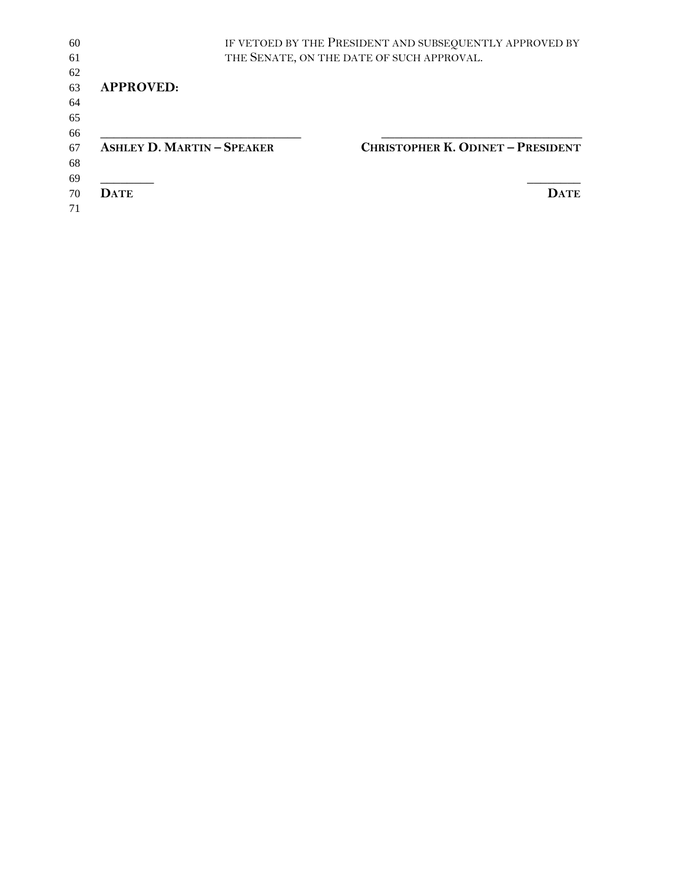IF VETOED BY THE PRESIDENT AND SUBSEQUENTLY APPROVED BY THE SENATE, ON THE DATE OF SUCH APPROVAL.

**APPROVED:**

| | |
|---|---|
| ______________________________ | ______________________________ |
| **ASHLEY D. MARTIN – SPEAKER** | **CHRISTOPHER K. ODINET – PRESIDENT** |
| ________ | ________ |
| **DATE** | **DATE** |